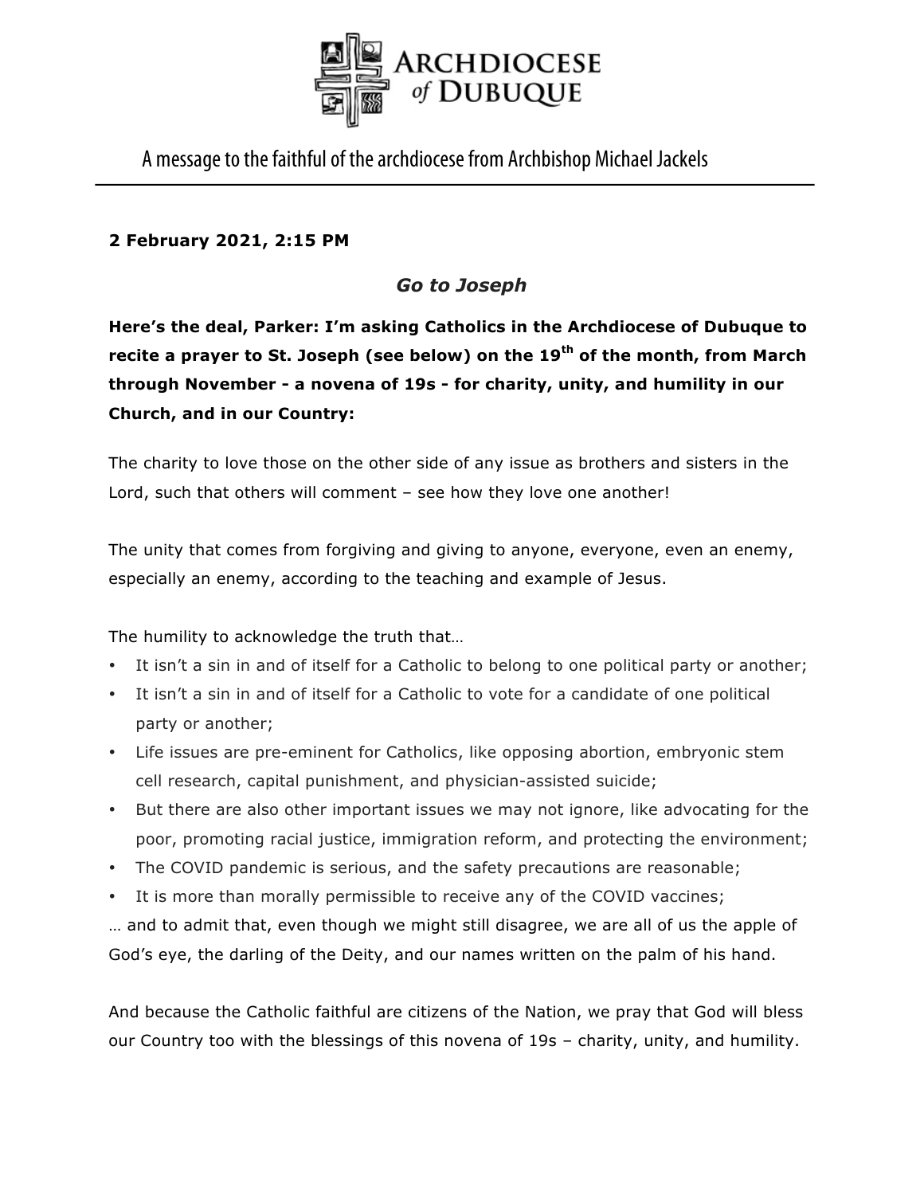# ARCHDIOCESE of DUBUQUE

A message to the faithful of the archdiocese from Archbishop Michael Jackels

**2 February 2021, 2:15 PM**

## *Go to Joseph*

**Here's the deal, Parker: I'm asking Catholics in the Archdiocese of Dubuque to recite a prayer to St. Joseph (see below) on the 19th of the month, from March through November - a novena of 19s - for charity, unity, and humility in our Church, and in our Country:**

The charity to love those on the other side of any issue as brothers and sisters in the Lord, such that others will comment – see how they love one another!

The unity that comes from forgiving and giving to anyone, everyone, even an enemy, especially an enemy, according to the teaching and example of Jesus.

The humility to acknowledge the truth that…

- It isn't a sin in and of itself for a Catholic to belong to one political party or another;
- It isn't a sin in and of itself for a Catholic to vote for a candidate of one political party or another;
- Life issues are pre-eminent for Catholics, like opposing abortion, embryonic stem cell research, capital punishment, and physician-assisted suicide;
- But there are also other important issues we may not ignore, like advocating for the poor, promoting racial justice, immigration reform, and protecting the environment;
- The COVID pandemic is serious, and the safety precautions are reasonable;
- It is more than morally permissible to receive any of the COVID vaccines;

… and to admit that, even though we might still disagree, we are all of us the apple of God's eye, the darling of the Deity, and our names written on the palm of his hand.

And because the Catholic faithful are citizens of the Nation, we pray that God will bless our Country too with the blessings of this novena of 19s – charity, unity, and humility.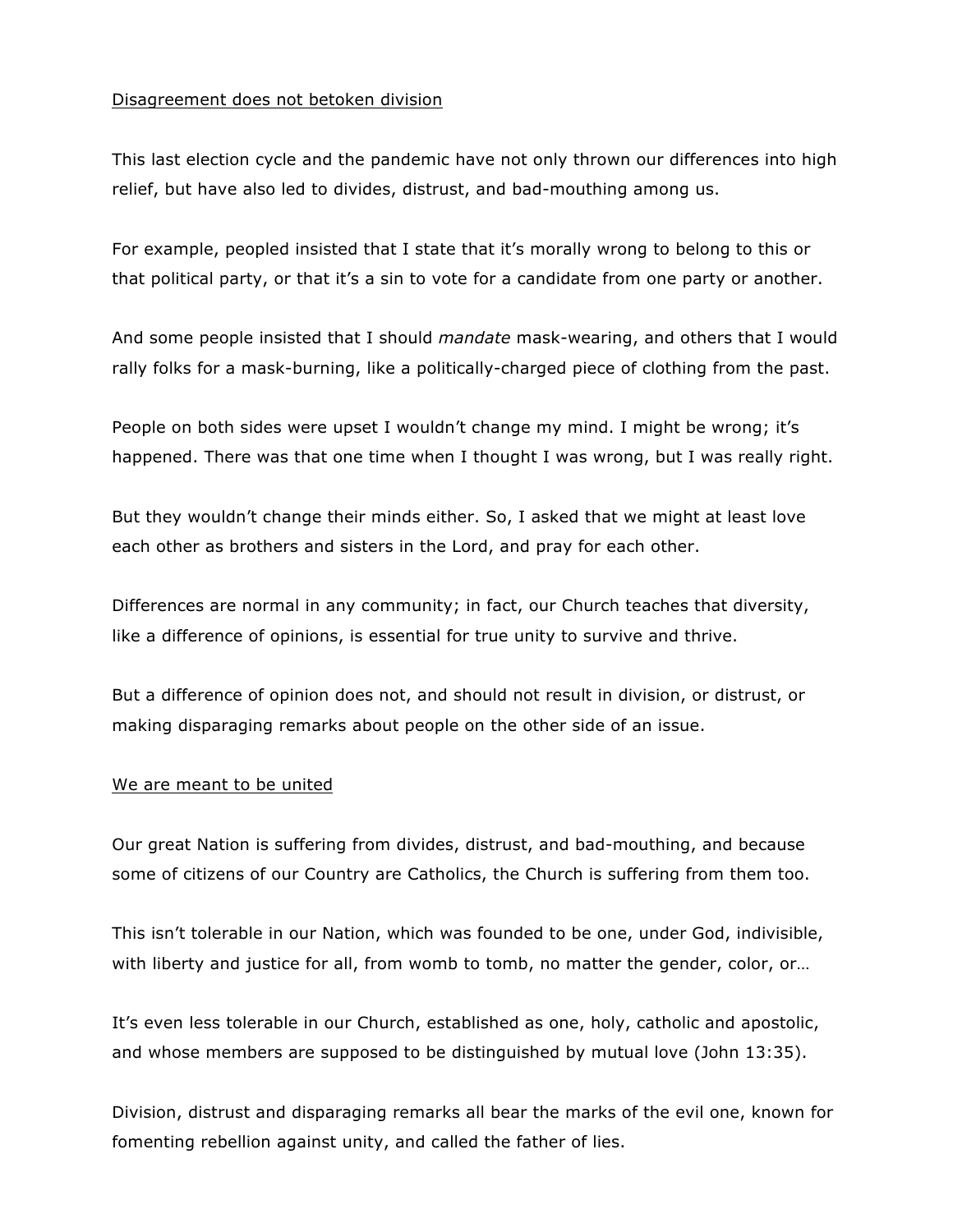<u>Disagreement does not betoken division</u>

This last election cycle and the pandemic have not only thrown our differences into high relief, but have also led to divides, distrust, and bad-mouthing among us.

For example, peopled insisted that I state that it's morally wrong to belong to this or that political party, or that it's a sin to vote for a candidate from one party or another.

And some people insisted that I should *mandate* mask-wearing, and others that I would rally folks for a mask-burning, like a politically-charged piece of clothing from the past.

People on both sides were upset I wouldn't change my mind. I might be wrong; it's happened. There was that one time when I thought I was wrong, but I was really right.

But they wouldn't change their minds either. So, I asked that we might at least love each other as brothers and sisters in the Lord, and pray for each other.

Differences are normal in any community; in fact, our Church teaches that diversity, like a difference of opinions, is essential for true unity to survive and thrive.

But a difference of opinion does not, and should not result in division, or distrust, or making disparaging remarks about people on the other side of an issue.

<u>We are meant to be united</u>

Our great Nation is suffering from divides, distrust, and bad-mouthing, and because some of citizens of our Country are Catholics, the Church is suffering from them too.

This isn't tolerable in our Nation, which was founded to be one, under God, indivisible, with liberty and justice for all, from womb to tomb, no matter the gender, color, or…

It's even less tolerable in our Church, established as one, holy, catholic and apostolic, and whose members are supposed to be distinguished by mutual love (John 13:35).

Division, distrust and disparaging remarks all bear the marks of the evil one, known for fomenting rebellion against unity, and called the father of lies.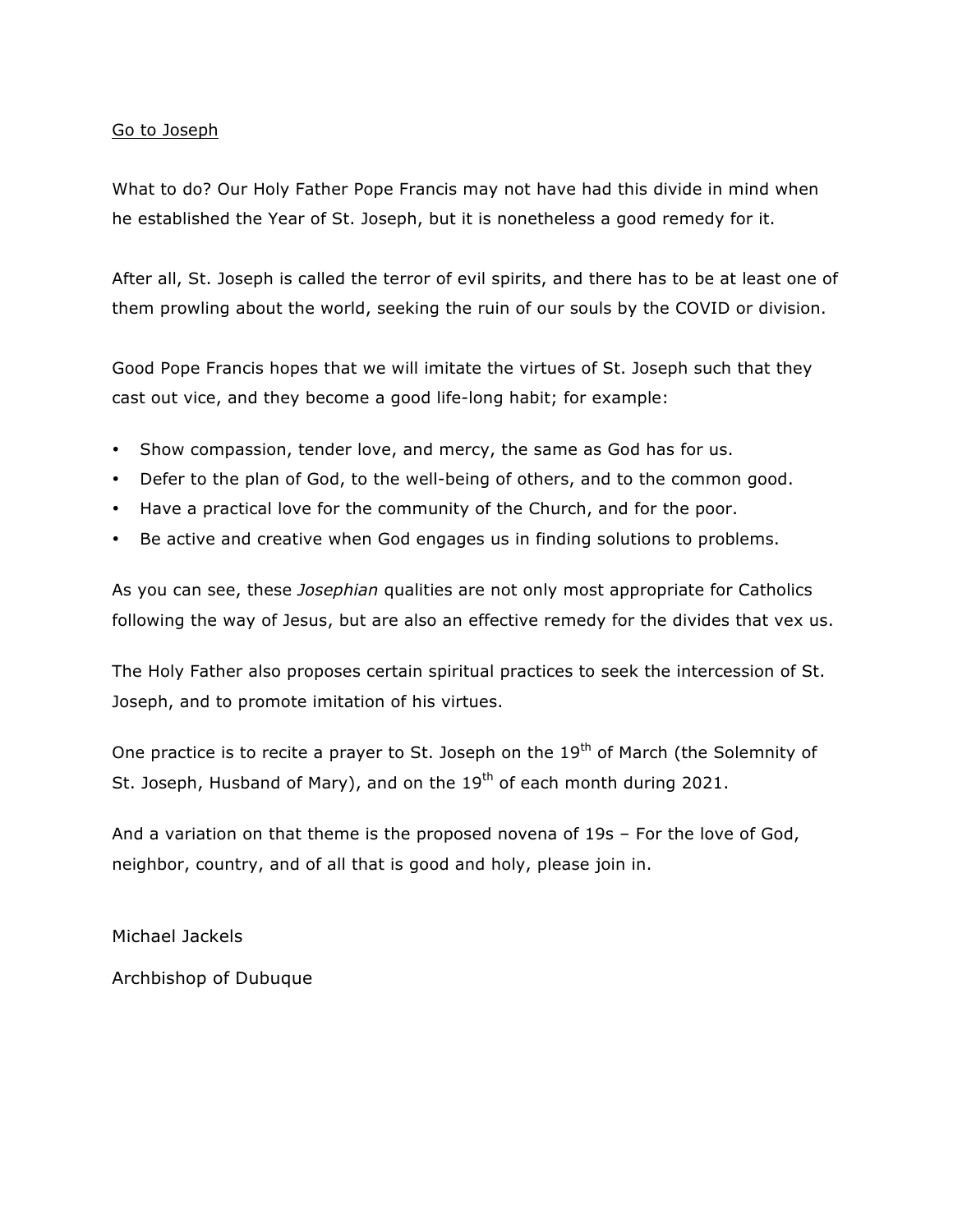## Go to Joseph

What to do? Our Holy Father Pope Francis may not have had this divide in mind when he established the Year of St. Joseph, but it is nonetheless a good remedy for it.

After all, St. Joseph is called the terror of evil spirits, and there has to be at least one of them prowling about the world, seeking the ruin of our souls by the COVID or division.

Good Pope Francis hopes that we will imitate the virtues of St. Joseph such that they cast out vice, and they become a good life-long habit; for example:

- Show compassion, tender love, and mercy, the same as God has for us.
- Defer to the plan of God, to the well-being of others, and to the common good.
- Have a practical love for the community of the Church, and for the poor.
- Be active and creative when God engages us in finding solutions to problems.

As you can see, these *Josephian* qualities are not only most appropriate for Catholics following the way of Jesus, but are also an effective remedy for the divides that vex us.

The Holy Father also proposes certain spiritual practices to seek the intercession of St. Joseph, and to promote imitation of his virtues.

One practice is to recite a prayer to St. Joseph on the 19th of March (the Solemnity of St. Joseph, Husband of Mary), and on the 19th of each month during 2021.

And a variation on that theme is the proposed novena of 19s – For the love of God, neighbor, country, and of all that is good and holy, please join in.

Michael Jackels

Archbishop of Dubuque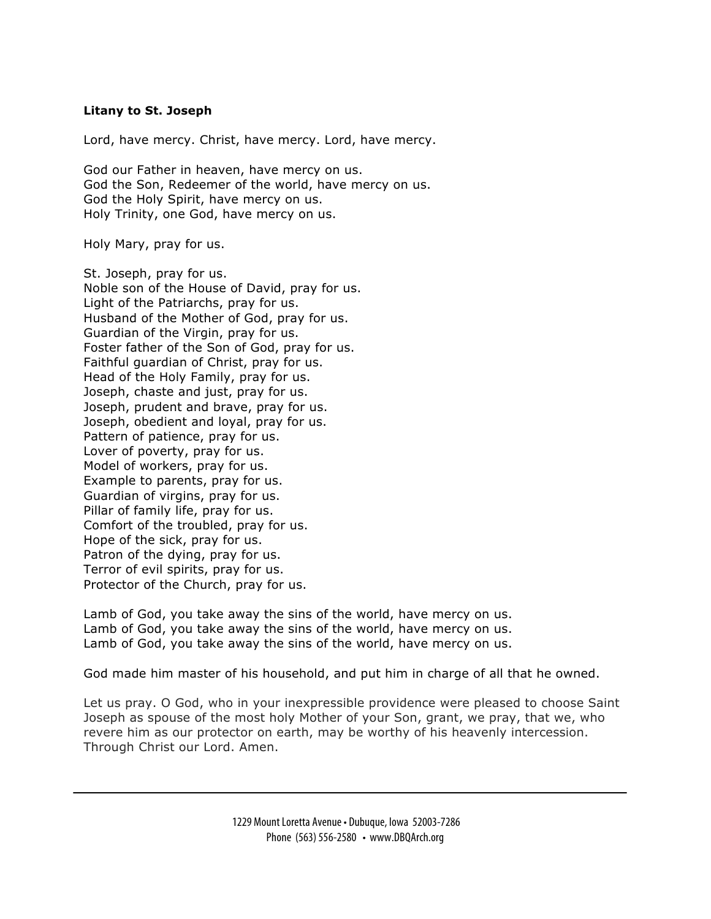**Litany to St. Joseph**

Lord, have mercy. Christ, have mercy. Lord, have mercy.

God our Father in heaven, have mercy on us.
God the Son, Redeemer of the world, have mercy on us.
God the Holy Spirit, have mercy on us.
Holy Trinity, one God, have mercy on us.

Holy Mary, pray for us.

St. Joseph, pray for us.
Noble son of the House of David, pray for us.
Light of the Patriarchs, pray for us.
Husband of the Mother of God, pray for us.
Guardian of the Virgin, pray for us.
Foster father of the Son of God, pray for us.
Faithful guardian of Christ, pray for us.
Head of the Holy Family, pray for us.
Joseph, chaste and just, pray for us.
Joseph, prudent and brave, pray for us.
Joseph, obedient and loyal, pray for us.
Pattern of patience, pray for us.
Lover of poverty, pray for us.
Model of workers, pray for us.
Example to parents, pray for us.
Guardian of virgins, pray for us.
Pillar of family life, pray for us.
Comfort of the troubled, pray for us.
Hope of the sick, pray for us.
Patron of the dying, pray for us.
Terror of evil spirits, pray for us.
Protector of the Church, pray for us.

Lamb of God, you take away the sins of the world, have mercy on us.
Lamb of God, you take away the sins of the world, have mercy on us.
Lamb of God, you take away the sins of the world, have mercy on us.

God made him master of his household, and put him in charge of all that he owned.

Let us pray. O God, who in your inexpressible providence were pleased to choose Saint Joseph as spouse of the most holy Mother of your Son, grant, we pray, that we, who revere him as our protector on earth, may be worthy of his heavenly intercession. Through Christ our Lord. Amen.

1229 Mount Loretta Avenue • Dubuque, Iowa 52003-7286
Phone (563) 556-2580 • www.DBQArch.org